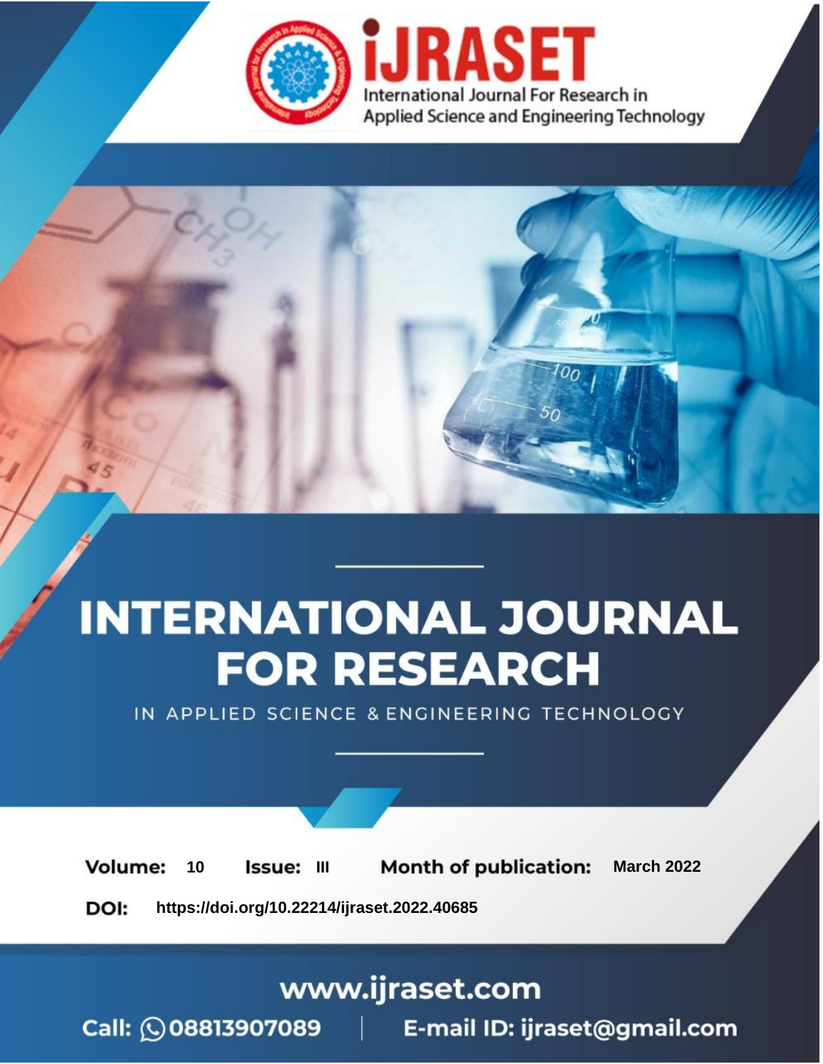# INTERNATIONAL JOURNAL FOR RESEARCH

IN APPLIED SCIENCE & ENGINEERING TECHNOLOGY

**Volume:** 10 **Issue:** III **Month of publication:** March 2022

**DOI:** https://doi.org/10.22214/ijraset.2022.40685

www.ijraset.com

Call: 08813907089 | E-mail ID: ijraset@gmail.com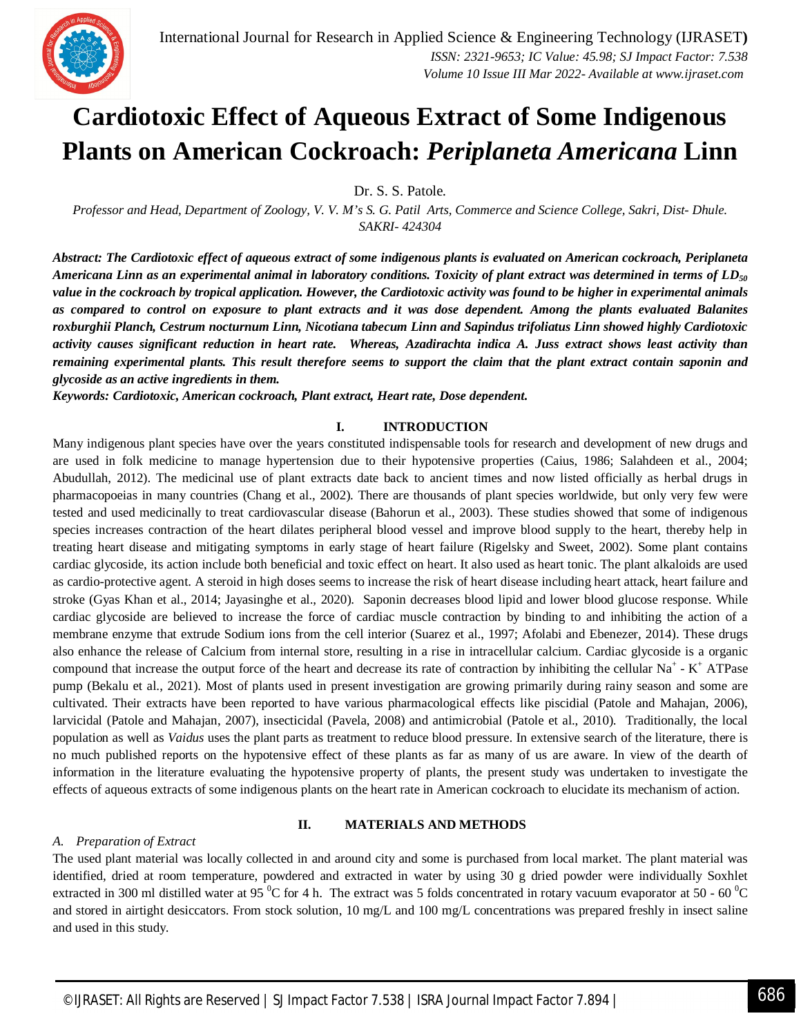# Cardiotoxic Effect of Aqueous Extract of Some Indigenous Plants on American Cockroach: *Periplaneta Americana* Linn

Dr. S. S. Patole.

*Professor and Head, Department of Zoology, V. V. M's S. G. Patil Arts, Commerce and Science College, Sakri, Dist- Dhule. SAKRI- 424304*

***Abstract:** The Cardiotoxic effect of aqueous extract of some indigenous plants is evaluated on American cockroach, Periplaneta Americana Linn as an experimental animal in laboratory conditions. Toxicity of plant extract was determined in terms of $LD_{50}$ value in the cockroach by tropical application. However, the Cardiotoxic activity was found to be higher in experimental animals as compared to control on exposure to plant extracts and it was dose dependent. Among the plants evaluated Balanites roxburghii Planch, Cestrum nocturnum Linn, Nicotiana tabecum Linn and Sapindus trifoliatus Linn showed highly Cardiotoxic activity causes significant reduction in heart rate. Whereas, Azadirachta indica A. Juss extract shows least activity than remaining experimental plants. This result therefore seems to support the claim that the plant extract contain saponin and glycoside as an active ingredients in them.*

***Keywords:** Cardiotoxic, American cockroach, Plant extract, Heart rate, Dose dependent.*

## I. INTRODUCTION

Many indigenous plant species have over the years constituted indispensable tools for research and development of new drugs and are used in folk medicine to manage hypertension due to their hypotensive properties (Caius, 1986; Salahdeen et al., 2004; Abudullah, 2012). The medicinal use of plant extracts date back to ancient times and now listed officially as herbal drugs in pharmacopoeias in many countries (Chang et al., 2002). There are thousands of plant species worldwide, but only very few were tested and used medicinally to treat cardiovascular disease (Bahorun et al., 2003). These studies showed that some of indigenous species increases contraction of the heart dilates peripheral blood vessel and improve blood supply to the heart, thereby help in treating heart disease and mitigating symptoms in early stage of heart failure (Rigelsky and Sweet, 2002). Some plant contains cardiac glycoside, its action include both beneficial and toxic effect on heart. It also used as heart tonic. The plant alkaloids are used as cardio-protective agent. A steroid in high doses seems to increase the risk of heart disease including heart attack, heart failure and stroke (Gyas Khan et al., 2014; Jayasinghe et al., 2020). Saponin decreases blood lipid and lower blood glucose response. While cardiac glycoside are believed to increase the force of cardiac muscle contraction by binding to and inhibiting the action of a membrane enzyme that extrude Sodium ions from the cell interior (Suarez et al., 1997; Afolabi and Ebenezer, 2014). These drugs also enhance the release of Calcium from internal store, resulting in a rise in intracellular calcium. Cardiac glycoside is a organic compound that increase the output force of the heart and decrease its rate of contraction by inhibiting the cellular $Na^{+}$ - $K^{+}$ ATPase pump (Bekalu et al., 2021). Most of plants used in present investigation are growing primarily during rainy season and some are cultivated. Their extracts have been reported to have various pharmacological effects like piscidial (Patole and Mahajan, 2006), larvicidal (Patole and Mahajan, 2007), insecticidal (Pavela, 2008) and antimicrobial (Patole et al., 2010). Traditionally, the local population as well as *Vaidus* uses the plant parts as treatment to reduce blood pressure. In extensive search of the literature, there is no much published reports on the hypotensive effect of these plants as far as many of us are aware. In view of the dearth of information in the literature evaluating the hypotensive property of plants, the present study was undertaken to investigate the effects of aqueous extracts of some indigenous plants on the heart rate in American cockroach to elucidate its mechanism of action.

## II. MATERIALS AND METHODS

### *A. Preparation of Extract*

The used plant material was locally collected in and around city and some is purchased from local market. The plant material was identified, dried at room temperature, powdered and extracted in water by using 30 g dried powder were individually Soxhlet extracted in 300 ml distilled water at 95 $^{0}$C for 4 h. The extract was 5 folds concentrated in rotary vacuum evaporator at 50 - 60 $^{0}$C and stored in airtight desiccators. From stock solution, 10 mg/L and 100 mg/L concentrations was prepared freshly in insect saline and used in this study.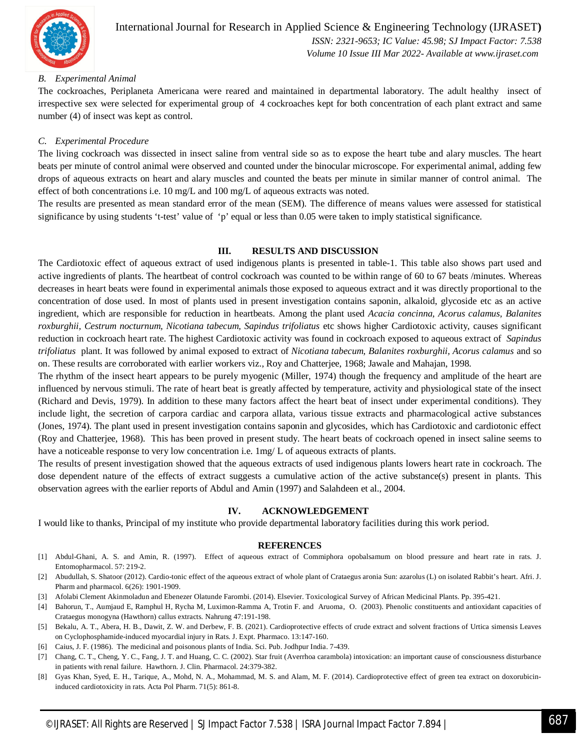### B. Experimental Animal

The cockroaches, Periplaneta Americana were reared and maintained in departmental laboratory. The adult healthy insect of irrespective sex were selected for experimental group of 4 cockroaches kept for both concentration of each plant extract and same number (4) of insect was kept as control.

### C. Experimental Procedure

The living cockroach was dissected in insect saline from ventral side so as to expose the heart tube and alary muscles. The heart beats per minute of control animal were observed and counted under the binocular microscope. For experimental animal, adding few drops of aqueous extracts on heart and alary muscles and counted the beats per minute in similar manner of control animal. The effect of both concentrations i.e. 10 mg/L and 100 mg/L of aqueous extracts was noted.

The results are presented as mean standard error of the mean (SEM). The difference of means values were assessed for statistical significance by using students 't-test' value of 'p' equal or less than 0.05 were taken to imply statistical significance.

## III. RESULTS AND DISCUSSION

The Cardiotoxic effect of aqueous extract of used indigenous plants is presented in table-1. This table also shows part used and active ingredients of plants. The heartbeat of control cockroach was counted to be within range of 60 to 67 beats /minutes. Whereas decreases in heart beats were found in experimental animals those exposed to aqueous extract and it was directly proportional to the concentration of dose used. In most of plants used in present investigation contains saponin, alkaloid, glycoside etc as an active ingredient, which are responsible for reduction in heartbeats. Among the plant used *Acacia concinna, Acorus calamus, Balanites roxburghii, Cestrum nocturnum, Nicotiana tabecum, Sapindus trifoliatus* etc shows higher Cardiotoxic activity, causes significant reduction in cockroach heart rate. The highest Cardiotoxic activity was found in cockroach exposed to aqueous extract of *Sapindus trifoliatus* plant. It was followed by animal exposed to extract of *Nicotiana tabecum, Balanites roxburghii, Acorus calamus* and so on. These results are corroborated with earlier workers viz., Roy and Chatterjee, 1968; Jawale and Mahajan, 1998.

The rhythm of the insect heart appears to be purely myogenic (Miller, 1974) though the frequency and amplitude of the heart are influenced by nervous stimuli. The rate of heart beat is greatly affected by temperature, activity and physiological state of the insect (Richard and Devis, 1979). In addition to these many factors affect the heart beat of insect under experimental conditions). They include light, the secretion of carpora cardiac and carpora allata, various tissue extracts and pharmacological active substances (Jones, 1974). The plant used in present investigation contains saponin and glycosides, which has Cardiotoxic and cardiotonic effect (Roy and Chatterjee, 1968). This has been proved in present study. The heart beats of cockroach opened in insect saline seems to have a noticeable response to very low concentration i.e. 1mg/ L of aqueous extracts of plants.

The results of present investigation showed that the aqueous extracts of used indigenous plants lowers heart rate in cockroach. The dose dependent nature of the effects of extract suggests a cumulative action of the active substance(s) present in plants. This observation agrees with the earlier reports of Abdul and Amin (1997) and Salahdeen et al., 2004.

## IV. ACKNOWLEDGEMENT

I would like to thanks, Principal of my institute who provide departmental laboratory facilities during this work period.

## REFERENCES

[1] Abdul-Ghani, A. S. and Amin, R. (1997). Effect of aqueous extract of Commiphora opobalsamum on blood pressure and heart rate in rats. J. Entomopharmacol. 57: 219-2.

[2] Abudullah, S. Shatoor (2012). Cardio-tonic effect of the aqueous extract of whole plant of Crataegus aronia Sun: azarolus (L) on isolated Rabbit's heart. Afri. J. Pharm and pharmacol. 6(26): 1901-1909.

[3] Afolabi Clement Akinmoladun and Ebenezer Olatunde Farombi. (2014). Elsevier. Toxicological Survey of African Medicinal Plants. Pp. 395-421.

[4] Bahorun, T., Aumjaud E, Ramphul H, Rycha M, Luximon-Ramma A, Trotin F. and Aruoma, O. (2003). Phenolic constituents and antioxidant capacities of Crataegus monogyna (Hawthorn) callus extracts. Nahrung 47:191-198.

[5] Bekalu, A. T., Abera, H. B., Dawit, Z. W. and Derbew, F. B. (2021). Cardioprotective effects of crude extract and solvent fractions of Urtica simensis Leaves on Cyclophosphamide-induced myocardial injury in Rats. J. Expt. Pharmaco. 13:147-160.

[6] Caius, J. F. (1986). The medicinal and poisonous plants of India. Sci. Pub. Jodhpur India. 7-439.

[7] Chang, C. T., Cheng, Y. C., Fang, J. T. and Huang, C. C. (2002). Star fruit (Averrhoa carambola) intoxication: an important cause of consciousness disturbance in patients with renal failure. Hawthorn. J. Clin. Pharmacol. 24:379-382.

[8] Gyas Khan, Syed, E. H., Tarique, A., Mohd, N. A., Mohammad, M. S. and Alam, M. F. (2014). Cardioprotective effect of green tea extract on doxorubicin-induced cardiotoxicity in rats. Acta Pol Pharm. 71(5): 861-8.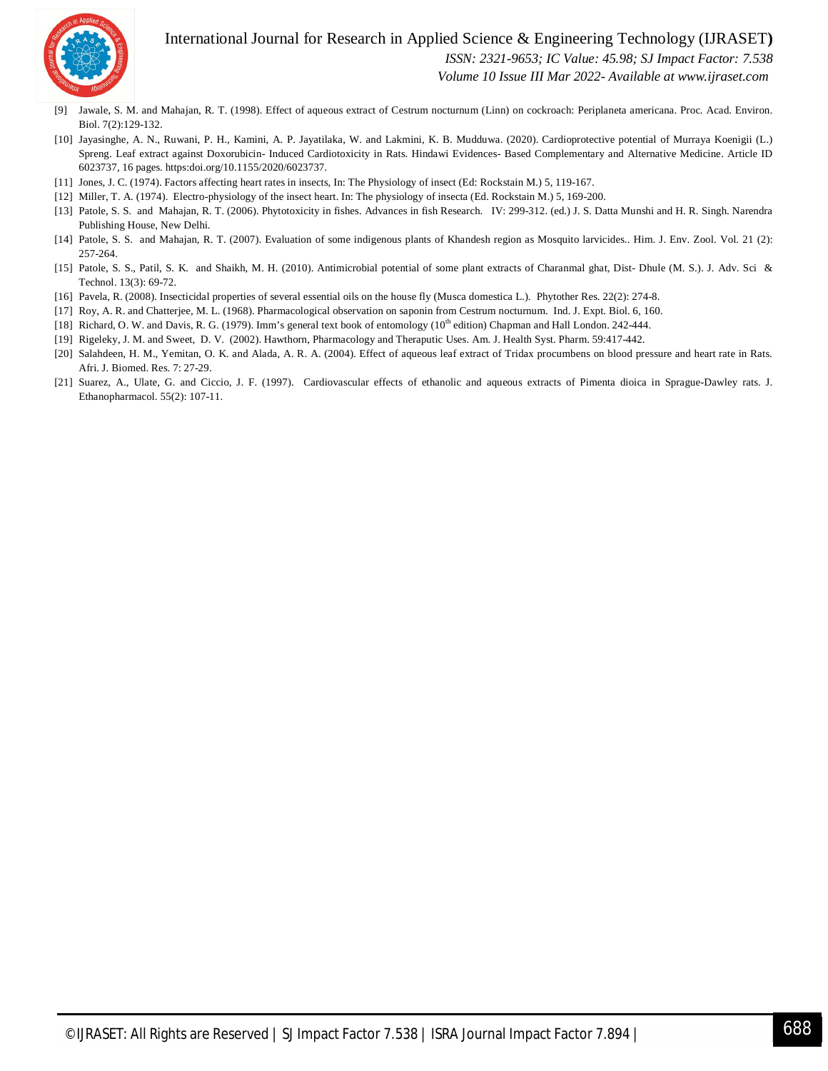- [9] Jawale, S. M. and Mahajan, R. T. (1998). Effect of aqueous extract of Cestrum nocturnum (Linn) on cockroach: Periplaneta americana. Proc. Acad. Environ. Biol. 7(2):129-132.
- [10] Jayasinghe, A. N., Ruwani, P. H., Kamini, A. P. Jayatilaka, W. and Lakmini, K. B. Mudduwa. (2020). Cardioprotective potential of Murraya Koenigii (L.) Spreng. Leaf extract against Doxorubicin- Induced Cardiotoxicity in Rats. Hindawi Evidences- Based Complementary and Alternative Medicine. Article ID 6023737, 16 pages. https:doi.org/10.1155/2020/6023737.
- [11] Jones, J. C. (1974). Factors affecting heart rates in insects, In: The Physiology of insect (Ed: Rockstain M.) 5, 119-167.
- [12] Miller, T. A. (1974). Electro-physiology of the insect heart. In: The physiology of insecta (Ed. Rockstain M.) 5, 169-200.
- [13] Patole, S. S. and Mahajan, R. T. (2006). Phytotoxicity in fishes. Advances in fish Research. IV: 299-312. (ed.) J. S. Datta Munshi and H. R. Singh. Narendra Publishing House, New Delhi.
- [14] Patole, S. S. and Mahajan, R. T. (2007). Evaluation of some indigenous plants of Khandesh region as Mosquito larvicides.. Him. J. Env. Zool. Vol. 21 (2): 257-264.
- [15] Patole, S. S., Patil, S. K. and Shaikh, M. H. (2010). Antimicrobial potential of some plant extracts of Charanmal ghat, Dist- Dhule (M. S.). J. Adv. Sci & Technol. 13(3): 69-72.
- [16] Pavela, R. (2008). Insecticidal properties of several essential oils on the house fly (Musca domestica L.). Phytother Res. 22(2): 274-8.
- [17] Roy, A. R. and Chatterjee, M. L. (1968). Pharmacological observation on saponin from Cestrum nocturnum. Ind. J. Expt. Biol. 6, 160.
- [18] Richard, O. W. and Davis, R. G. (1979). Imm's general text book of entomology (10th edition) Chapman and Hall London. 242-444.
- [19] Rigeleky, J. M. and Sweet, D. V. (2002). Hawthorn, Pharmacology and Theraputic Uses. Am. J. Health Syst. Pharm. 59:417-442.
- [20] Salahdeen, H. M., Yemitan, O. K. and Alada, A. R. A. (2004). Effect of aqueous leaf extract of Tridax procumbens on blood pressure and heart rate in Rats. Afri. J. Biomed. Res. 7: 27-29.
- [21] Suarez, A., Ulate, G. and Ciccio, J. F. (1997). Cardiovascular effects of ethanolic and aqueous extracts of Pimenta dioica in Sprague-Dawley rats. J. Ethanopharmacol. 55(2): 107-11.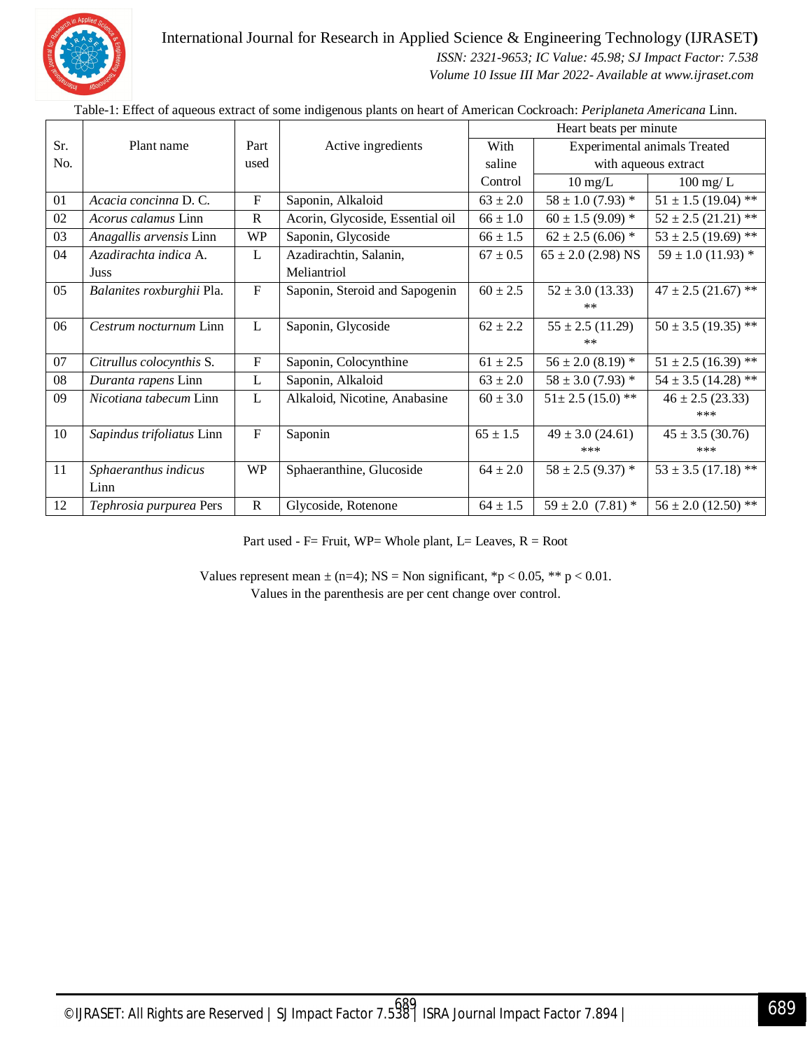Table-1: Effect of aqueous extract of some indigenous plants on heart of American Cockroach: *Periplaneta Americana* Linn.

| Sr. No. | Plant name | Part used | Active ingredients | Heart beats per minute | | |
|---|---|---|---|---|---|---|
| | | | | With saline Control | Experimental animals Treated with aqueous extract | |
| | | | | | 10 mg/L | 100 mg/ L |
| 01 | *Acacia concinna* D. C. | F | Saponin, Alkaloid | 63 ± 2.0 | 58 ± 1.0 (7.93) * | 51 ± 1.5 (19.04) ** |
| 02 | *Acorus calamus* Linn | R | Acorin, Glycoside, Essential oil | 66 ± 1.0 | 60 ± 1.5 (9.09) * | 52 ± 2.5 (21.21) ** |
| 03 | *Anagallis arvensis* Linn | WP | Saponin, Glycoside | 66 ± 1.5 | 62 ± 2.5 (6.06) * | 53 ± 2.5 (19.69) ** |
| 04 | *Azadirachta indica* A. Juss | L | Azadirachtin, Salanin, Meliantriol | 67 ± 0.5 | 65 ± 2.0 (2.98) NS | 59 ± 1.0 (11.93) * |
| 05 | *Balanites roxburghii* Pla. | F | Saponin, Steroid and Sapogenin | 60 ± 2.5 | 52 ± 3.0 (13.33) ** | 47 ± 2.5 (21.67) ** |
| 06 | *Cestrum nocturnum* Linn | L | Saponin, Glycoside | 62 ± 2.2 | 55 ± 2.5 (11.29) ** | 50 ± 3.5 (19.35) ** |
| 07 | *Citrullus colocynthis* S. | F | Saponin, Colocynthine | 61 ± 2.5 | 56 ± 2.0 (8.19) * | 51 ± 2.5 (16.39) ** |
| 08 | *Duranta rapens* Linn | L | Saponin, Alkaloid | 63 ± 2.0 | 58 ± 3.0 (7.93) * | 54 ± 3.5 (14.28) ** |
| 09 | *Nicotiana tabecum* Linn | L | Alkaloid, Nicotine, Anabasine | 60 ± 3.0 | 51± 2.5 (15.0) ** | 46 ± 2.5 (23.33) *** |
| 10 | *Sapindus trifoliatus* Linn | F | Saponin | 65 ± 1.5 | 49 ± 3.0 (24.61) *** | 45 ± 3.5 (30.76) *** |
| 11 | *Sphaeranthus indicus* Linn | WP | Sphaeranthine, Glucoside | 64 ± 2.0 | 58 ± 2.5 (9.37) * | 53 ± 3.5 (17.18) ** |
| 12 | *Tephrosia purpurea* Pers | R | Glycoside, Rotenone | 64 ± 1.5 | 59 ± 2.0 (7.81) * | 56 ± 2.0 (12.50) ** |

Part used - F= Fruit, WP= Whole plant, L= Leaves, R = Root

Values represent mean ± (n=4); NS = Non significant, *$p < 0.05$, ** $p < 0.01$.
Values in the parenthesis are per cent change over control.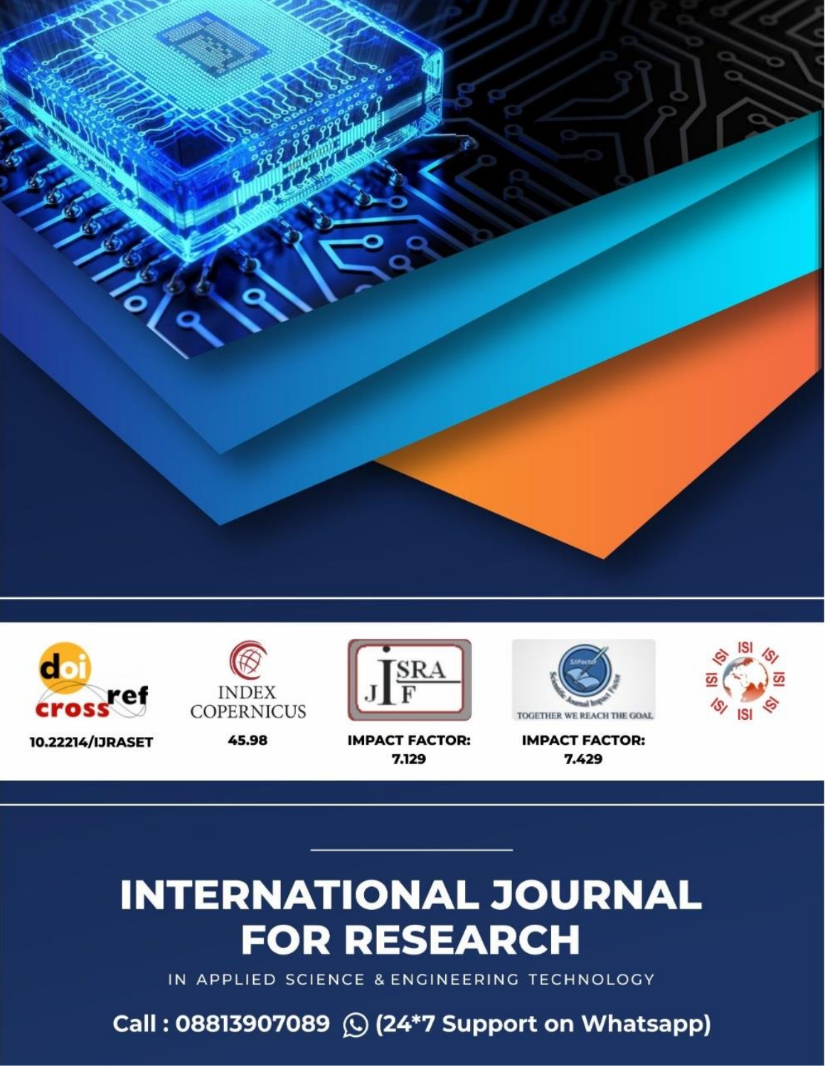10.22214/IJRASET

45.98

IMPACT FACTOR: 7.129

IMPACT FACTOR: 7.429

# INTERNATIONAL JOURNAL FOR RESEARCH

IN APPLIED SCIENCE & ENGINEERING TECHNOLOGY

Call : 08813907089 (24*7 Support on Whatsapp)